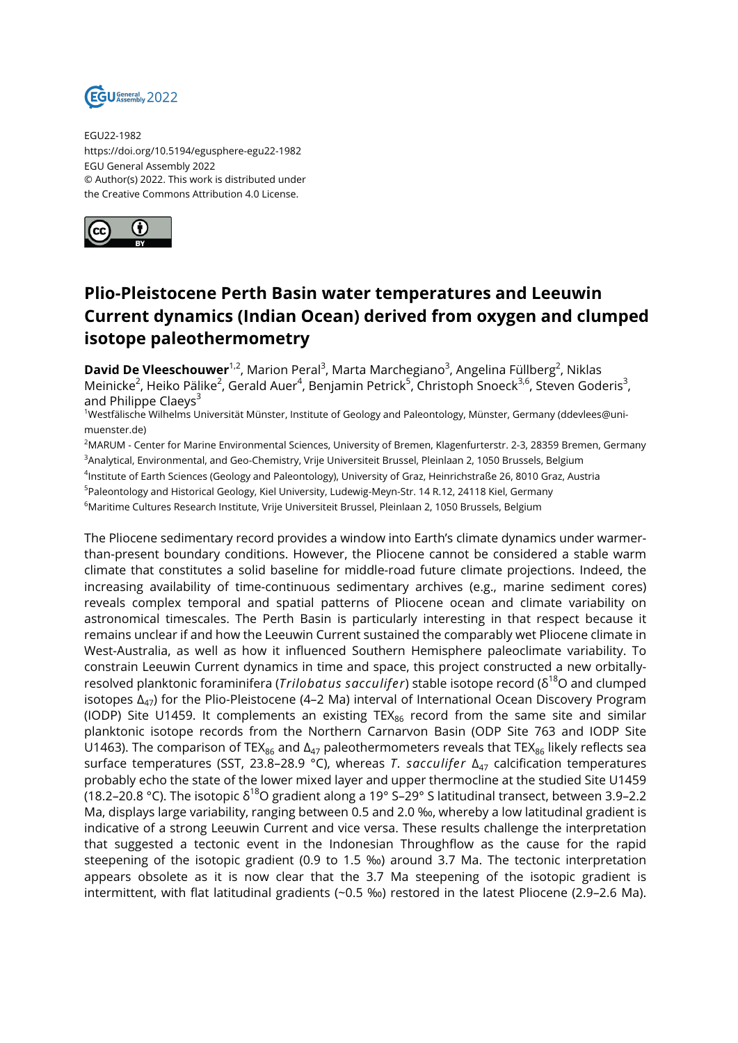EGU22-1982
https://doi.org/10.5194/egusphere-egu22-1982
EGU General Assembly 2022
© Author(s) 2022. This work is distributed under the Creative Commons Attribution 4.0 License.

# Plio-Pleistocene Perth Basin water temperatures and Leeuwin Current dynamics (Indian Ocean) derived from oxygen and clumped isotope paleothermometry

**David De Vleeschouwer**[1,2], Marion Peral[3], Marta Marchegiano[3], Angelina Füllberg[2], Niklas Meinicke[2], Heiko Pälike[2], Gerald Auer[4], Benjamin Petrick[5], Christoph Snoeck[3,6], Steven Goderis[3], and Philippe Claeys[3]

[1]Westfälische Wilhelms Universität Münster, Institute of Geology and Paleontology, Münster, Germany (ddevlees@uni-muenster.de)

[2]MARUM - Center for Marine Environmental Sciences, University of Bremen, Klagenfurterstr. 2-3, 28359 Bremen, Germany

[3]Analytical, Environmental, and Geo-Chemistry, Vrije Universiteit Brussel, Pleinlaan 2, 1050 Brussels, Belgium

[4]Institute of Earth Sciences (Geology and Paleontology), University of Graz, Heinrichstraße 26, 8010 Graz, Austria

[5]Paleontology and Historical Geology, Kiel University, Ludewig-Meyn-Str. 14 R.12, 24118 Kiel, Germany

[6]Maritime Cultures Research Institute, Vrije Universiteit Brussel, Pleinlaan 2, 1050 Brussels, Belgium

The Pliocene sedimentary record provides a window into Earth's climate dynamics under warmer-than-present boundary conditions. However, the Pliocene cannot be considered a stable warm climate that constitutes a solid baseline for middle-road future climate projections. Indeed, the increasing availability of time-continuous sedimentary archives (e.g., marine sediment cores) reveals complex temporal and spatial patterns of Pliocene ocean and climate variability on astronomical timescales. The Perth Basin is particularly interesting in that respect because it remains unclear if and how the Leeuwin Current sustained the comparably wet Pliocene climate in West-Australia, as well as how it influenced Southern Hemisphere paleoclimate variability. To constrain Leeuwin Current dynamics in time and space, this project constructed a new orbitally-resolved planktonic foraminifera (*Trilobatus sacculifer*) stable isotope record ($\delta^{18}O$ and clumped isotopes $\Delta_{47}$) for the Plio-Pleistocene (4–2 Ma) interval of International Ocean Discovery Program (IODP) Site U1459. It complements an existing $TEX_{86}$ record from the same site and similar planktonic isotope records from the Northern Carnarvon Basin (ODP Site 763 and IODP Site U1463). The comparison of $TEX_{86}$ and $\Delta_{47}$ paleothermometers reveals that $TEX_{86}$ likely reflects sea surface temperatures (SST, 23.8–28.9 °C), whereas *T. sacculifer* $\Delta_{47}$ calcification temperatures probably echo the state of the lower mixed layer and upper thermocline at the studied Site U1459 (18.2–20.8 °C). The isotopic $\delta^{18}O$ gradient along a 19° S–29° S latitudinal transect, between 3.9–2.2 Ma, displays large variability, ranging between 0.5 and 2.0 ‰, whereby a low latitudinal gradient is indicative of a strong Leeuwin Current and vice versa. These results challenge the interpretation that suggested a tectonic event in the Indonesian Throughflow as the cause for the rapid steepening of the isotopic gradient (0.9 to 1.5 ‰) around 3.7 Ma. The tectonic interpretation appears obsolete as it is now clear that the 3.7 Ma steepening of the isotopic gradient is intermittent, with flat latitudinal gradients (~0.5 ‰) restored in the latest Pliocene (2.9–2.6 Ma).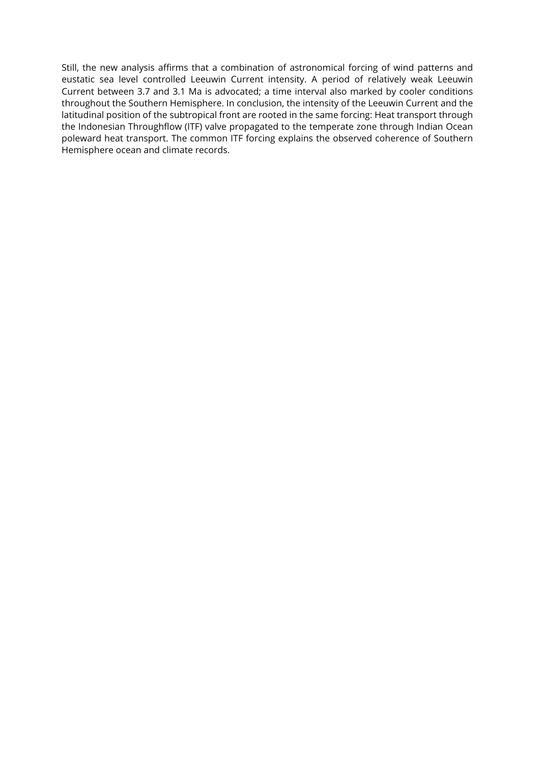Still, the new analysis affirms that a combination of astronomical forcing of wind patterns and eustatic sea level controlled Leeuwin Current intensity. A period of relatively weak Leeuwin Current between 3.7 and 3.1 Ma is advocated; a time interval also marked by cooler conditions throughout the Southern Hemisphere. In conclusion, the intensity of the Leeuwin Current and the latitudinal position of the subtropical front are rooted in the same forcing: Heat transport through the Indonesian Throughflow (ITF) valve propagated to the temperate zone through Indian Ocean poleward heat transport. The common ITF forcing explains the observed coherence of Southern Hemisphere ocean and climate records.